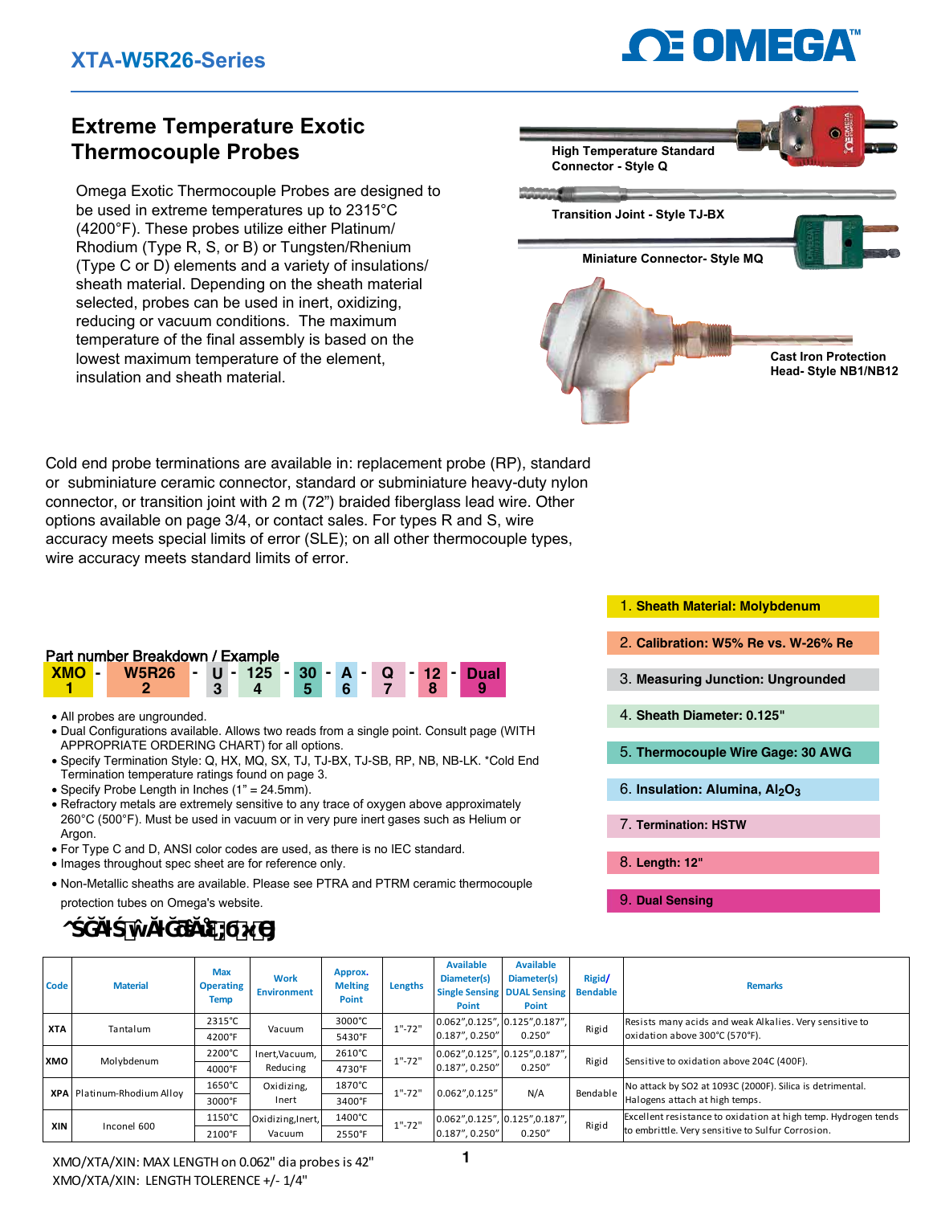## XTA-W5R26-Series

# Extreme Temperature Exotic Thermocouple Probes

Omega Exotic Thermocouple Probes are designed to be used in extreme temperatures up to 2315°C (4200°F). These probes utilize either Platinum/ Rhodium (Type R, S, or B) or Tungsten/Rhenium (Type C or D) elements and a variety of insulations/ sheath material. Depending on the sheath material selected, probes can be used in inert, oxidizing, reducing or vacuum conditions. The maximum temperature of the final assembly is based on the lowest maximum temperature of the element, insulation and sheath material.

High Temperature Standard Connector - Style Q

Transition Joint - Style TJ-BX

Miniature Connector- Style MQ

Cast Iron Protection Head- Style NB1/NB12

Cold end probe terminations are available in: replacement probe (RP), standard or subminiature ceramic connector, standard or subminiature heavy-duty nylon connector, or transition joint with 2 m (72") braided fiberglass lead wire. Other options available on page 3/4, or contact sales. For types R and S, wire accuracy meets special limits of error (SLE); on all other thermocouple types, wire accuracy meets standard limits of error.

### Part number Breakdown / Example

| XMO | - | W5R26 | - | U | - | 125 | - | 30 | - | A | - | Q | - | 12 | - | Dual |
|---|---|---|---|---|---|---|---|---|---|---|---|---|---|---|---|---|
| 1 | | 2 | | 3 | | 4 | | 5 | | 6 | | 7 | | 8 | | 9 |

1. **Sheath Material: Molybdenum**
2. **Calibration: W5% Re vs. W-26% Re**
3. **Measuring Junction: Ungrounded**
4. **Sheath Diameter: 0.125"**
5. **Thermocouple Wire Gage: 30 AWG**
6. **Insulation: Alumina, $Al_2O_3$**
7. **Termination: HSTW**
8. **Length: 12"**
9. **Dual Sensing**

- All probes are ungrounded.
- Dual Configurations available. Allows two reads from a single point. Consult page (WITH APPROPRIATE ORDERING CHART) for all options.
- Specify Termination Style: Q, HX, MQ, SX, TJ, TJ-BX, TJ-SB, RP, NB, NB-LK. *Cold End Termination temperature ratings found on page 3.
- Specify Probe Length in Inches (1" = 24.5mm).
- Refractory metals are extremely sensitive to any trace of oxygen above approximately 260°C (500°F). Must be used in vacuum or in very pure inert gases such as Helium or Argon.
- For Type C and D, ANSI color codes are used, as there is no IEC standard.
- Images throughout spec sheet are for reference only.
- Non-Metallic sheaths are non-available. Please see PTRA and PTRM ceramic thermocouple protection tubes on Omega's website.

### Sheath Material (1)

| Code | Material | Max Operating Temp | Work Environment | Approx. Melting Point | Lengths | Available Diameter(s) Single Sensing Point | Available Diameter(s) DUAL Sensing Point | Rigid/ Bendable | Remarks |
|---|---|---|---|---|---|---|---|---|---|
| XTA | Tantalum | 2315°C / 4200°F | Vacuum | 3000°C / 5430°F | 1"-72" | 0.062",0.125", 0.187", 0.250" | 0.125",0.187", 0.250" | Rigid | Resists many acids and weak Alkalies. Very sensitive to oxidation above 300°C (570°F). |
| XMO | Molybdenum | 2200°C / 4000°F | Inert,Vacuum, Reducing | 2610°C / 4730°F | 1"-72" | 0.062",0.125", 0.187", 0.250" | 0.125",0.187", 0.250" | Rigid | Sensitive to oxidation above 204C (400F). |
| XPA | Platinum-Rhodium Alloy | 1650°C / 3000°F | Oxidizing, Inert | 1870°C / 3400°F | 1"-72" | 0.062",0.125" | N/A | Bendable | No attack by SO2 at 1093C (2000F). Silica is detrimental. Halogens attach at high temps. |
| XIN | Inconel 600 | 1150°C / 2100°F | Oxidizing,Inert, Vacuum | 1400°C / 2550°F | 1"-72" | 0.062",0.125", 0.187", 0.250" | 0.125",0.187", 0.250" | Rigid | Excellent resistance to oxidation at high temp. Hydrogen tends to embrittle. Very sensitive to Sulfur Corrosion. |

XMO/XTA/XIN: MAX LENGTH on 0.062" dia probes is 42"
XMO/XTA/XIN: LENGTH TOLERENCE +/- 1/4"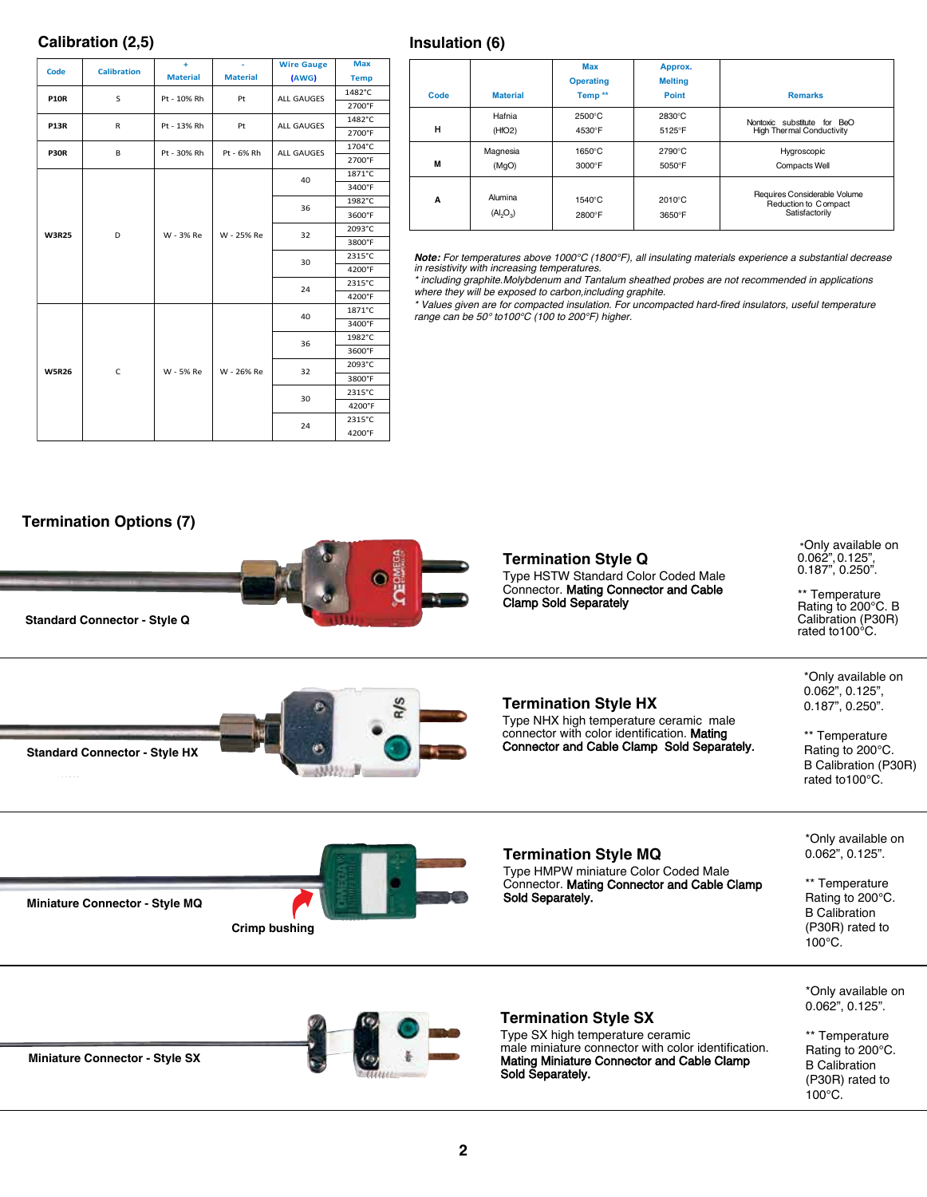## Calibration (2,5)

| Code | Calibration | + Material | - Material | Wire Gauge (AWG) | Max Temp |
|---|---|---|---|---|---|
| P10R | S | Pt - 10% Rh | Pt | ALL GAUGES | 1482°C / 2700°F |
| P13R | R | Pt - 13% Rh | Pt | ALL GAUGES | 1482°C / 2700°F |
| P30R | B | Pt - 30% Rh | Pt - 6% Rh | ALL GAUGES | 1704°C / 2700°F |
| W3R25 | D | W - 3% Re | W - 25% Re | 40 | 1871°C / 3400°F |
| | | | | 36 | 1982°C / 3600°F |
| | | | | 32 | 2093°C / 3800°F |
| | | | | 30 | 2315°C / 4200°F |
| | | | | 24 | 2315°C / 4200°F |
| W5R26 | C | W - 5% Re | W - 26% Re | 40 | 1871°C / 3400°F |
| | | | | 36 | 1982°C / 3600°F |
| | | | | 32 | 2093°C / 3800°F |
| | | | | 30 | 2315°C / 4200°F |
| | | | | 24 | 2315°C / 4200°F |

## Insulation (6)

| Code | Material | Max Operating Temp ** | Approx. Melting Point | Remarks |
|---|---|---|---|---|
| H | Hafnia ($HfO_2$) | 2500°C 4530°F | 2830°C 5125°F | Nontoxic substitute for BeO High Thermal Conductivity |
| M | Magnesia (MgO) | 1650°C 3000°F | 2790°C 5050°F | Hygroscopic Compacts Well |
| A | Alumina ($Al_2O_3$) | 1540°C 2800°F | 2010°C 3650°F | Requires Considerable Volume Reduction to Compact Satisfactorily |

***Note:** For temperatures above 1000°C (1800°F), all insulating materials experience a substantial decrease in resistivity with increasing temperatures.*
*\* including graphite.Molybdenum and Tantalum sheathed probes are not recommended in applications where they will be exposed to carbon,including graphite.*
*\* Values given are for compacted insulation. For uncompacted hard-fired insulators, useful temperature range can be 50° to100°C (100 to 200°F) higher.*

## Termination Options (7)

**Standard Connector - Style Q**

### Termination Style Q

Type HSTW Standard Color Coded Male Connector. **Mating Connector and Cable Clamp Sold Separately**

*Only available on 0.062", 0.125", 0.187", 0.250".

** Temperature Rating to 200°C. B Calibration (P30R) rated to100°C.

**Standard Connector - Style HX**

### Termination Style HX

Type NHX high temperature ceramic male connector with color identification. **Mating Connector and Cable Clamp Sold Separately.**

*Only available on 0.062", 0.125", 0.187", 0.250".

** Temperature Rating to 200°C. B Calibration (P30R) rated to100°C.

**Miniature Connector - Style MQ**

**Crimp bushing**

### Termination Style MQ

Type HMPW miniature Color Coded Male Connector. **Mating Connector and Cable Clamp Sold Separately.**

*Only available on 0.062", 0.125".

** Temperature Rating to 200°C. B Calibration (P30R) rated to 100°C.

**Miniature Connector - Style SX**

### Termination Style SX

Type SX high temperature ceramic male miniature connector with color identification. **Mating Miniature Connector and Cable Clamp Sold Separately.**

*Only available on 0.062", 0.125".

** Temperature Rating to 200°C. B Calibration (P30R) rated to 100°C.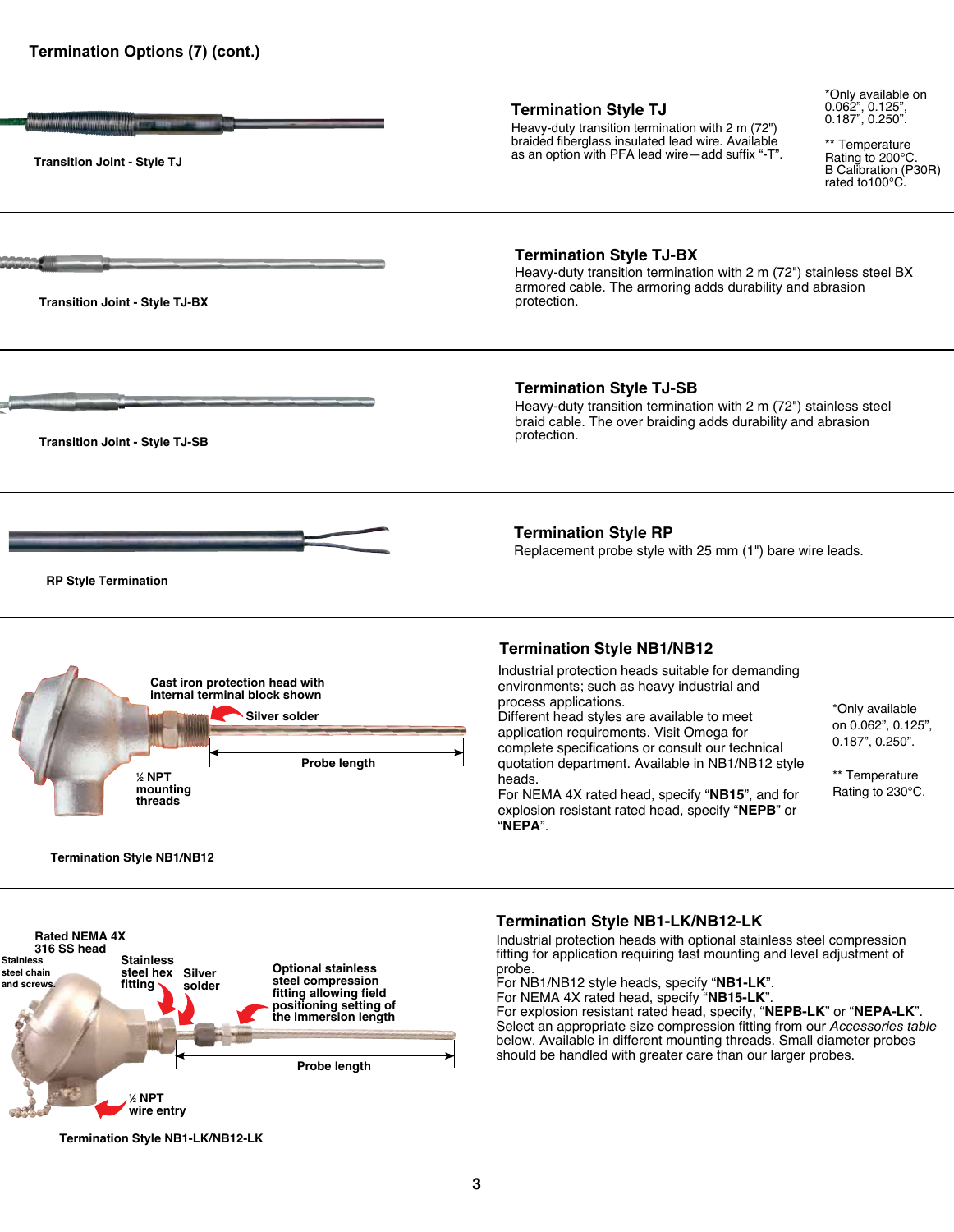## Termination Options (7) (cont.)

Transition Joint - Style TJ

### Termination Style TJ

Heavy-duty transition termination with 2 m (72") braided fiberglass insulated lead wire. Available as an option with PFA lead wire—add suffix "-T".

*Only available on 0.062", 0.125", 0.187", 0.250".

** Temperature Rating to 200°C. B Calibration (P30R) rated to100°C.

Transition Joint - Style TJ-BX

### Termination Style TJ-BX

Heavy-duty transition termination with 2 m (72") stainless steel BX armored cable. The armoring adds durability and abrasion protection.

Transition Joint - Style TJ-SB

### Termination Style TJ-SB

Heavy-duty transition termination with 2 m (72") stainless steel braid cable. The over braiding adds durability and abrasion protection.

RP Style Termination

### Termination Style RP

Replacement probe style with 25 mm (1") bare wire leads.

Cast iron protection head with internal terminal block shown

Silver solder

Probe length

½ NPT mounting threads

Termination Style NB1/NB12

### Termination Style NB1/NB12

Industrial protection heads suitable for demanding environments; such as heavy industrial and process applications.
Different head styles are available to meet application requirements. Visit Omega for complete specifications or consult our technical quotation department. Available in NB1/NB12 style heads.
For NEMA 4X rated head, specify "**NB15**", and for explosion resistant rated head, specify "**NEPB**" or "**NEPA**".

*Only available on 0.062", 0.125", 0.187", 0.250".

** Temperature Rating to 230°C.

Rated NEMA 4X 316 SS head

Stainless steel chain and screws

Stainless steel hex fitting

Silver solder

Optional stainless steel compression fitting allowing field positioning setting of the immersion length

Probe length

½ NPT wire entry

Termination Style NB1-LK/NB12-LK

### Termination Style NB1-LK/NB12-LK

Industrial protection heads with optional stainless steel compression fitting for application requiring fast mounting and level adjustment of probe.
For NB1/NB12 style heads, specify "**NB1-LK**".
For NEMA 4X rated head, specify "**NB15-LK**".
For explosion resistant rated head, specify, "**NEPB-LK**" or "**NEPA-LK**".
Select an appropriate size compression fitting from our *Accessories table* below. Available in different mounting threads. Small diameter probes should be handled with greater care than our larger probes.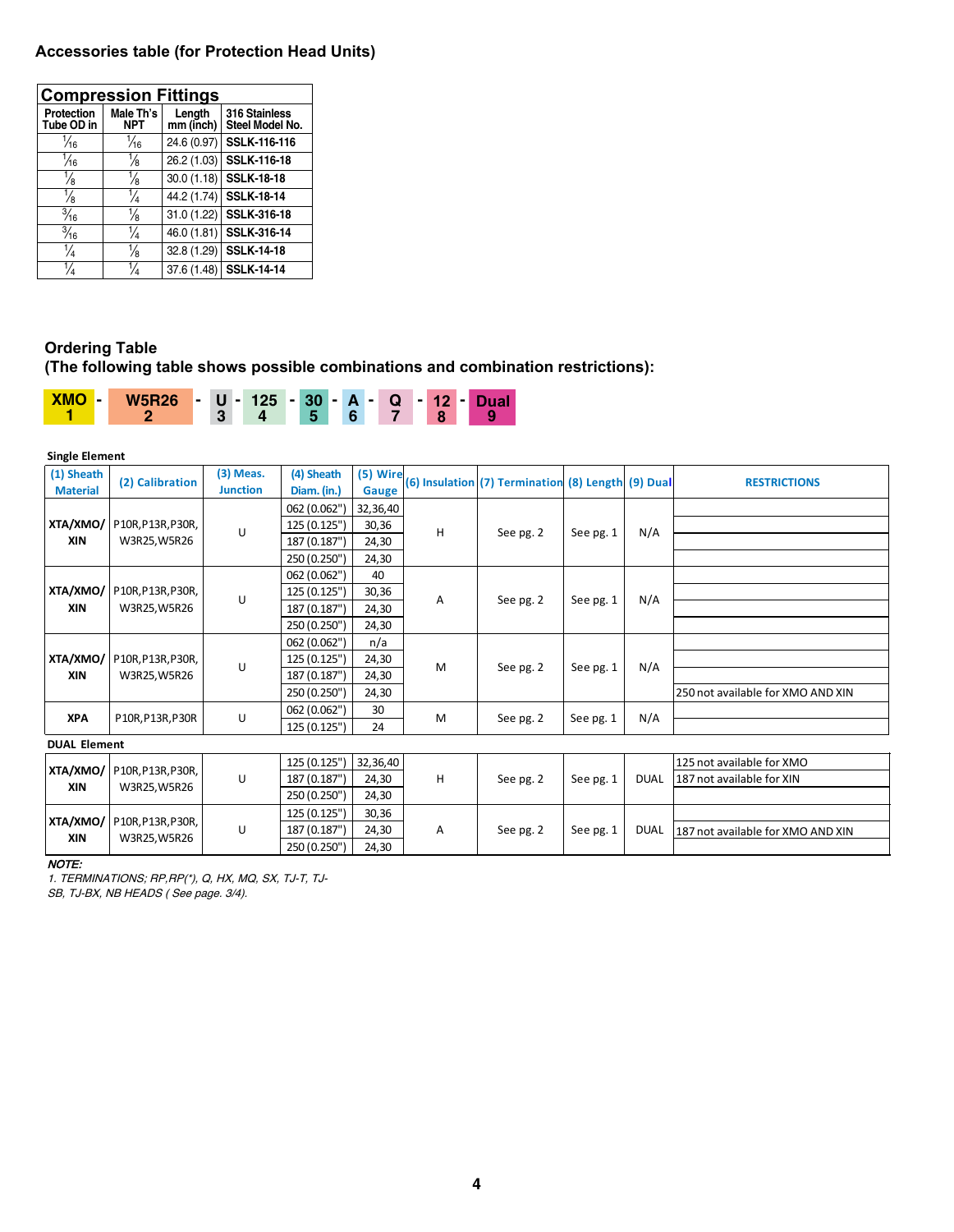## Accessories table (for Protection Head Units)

| Compression Fittings | | | |
|---|---|---|---|
| Protection Tube OD in | Male Th's NPT | Length mm (inch) | 316 Stainless Steel Model No. |
| 1/16 | 1/16 | 24.6 (0.97) | **SSLK-116-116** |
| 1/16 | 1/8 | 26.2 (1.03) | **SSLK-116-18** |
| 1/8 | 1/8 | 30.0 (1.18) | **SSLK-18-18** |
| 1/8 | 1/4 | 44.2 (1.74) | **SSLK-18-14** |
| 3/16 | 1/8 | 31.0 (1.22) | **SSLK-316-18** |
| 3/16 | 1/4 | 46.0 (1.81) | **SSLK-316-14** |
| 1/4 | 1/8 | 32.8 (1.29) | **SSLK-14-18** |
| 1/4 | 1/4 | 37.6 (1.48) | **SSLK-14-14** |

## Ordering Table
### (The following table shows possible combinations and combination restrictions):

| XMO | - | W5R26 | - | U | - | 125 | - | 30 | - | A | - | Q | - | 12 | - | Dual |
|---|---|---|---|---|---|---|---|---|---|---|---|---|---|---|---|---|
| 1 | | 2 | | 3 | | 4 | | 5 | | 6 | | 7 | | 8 | | 9 |

**Single Element**

| (1) Sheath Material | (2) Calibration | (3) Meas. Junction | (4) Sheath Diam. (in.) | (5) Wire Gauge | (6) Insulation | (7) Termination | (8) Length | (9) Dual | RESTRICTIONS |
|---|---|---|---|---|---|---|---|---|---|
| XTA/XMO/ XIN | P10R,P13R,P30R, W3R25,W5R26 | U | 062 (0.062") | 32,36,40 | H | See pg. 2 | See pg. 1 | N/A | |
| | | | 125 (0.125") | 30,36 | | | | | |
| | | | 187 (0.187") | 24,30 | | | | | |
| | | | 250 (0.250") | 24,30 | | | | | |
| XTA/XMO/ XIN | P10R,P13R,P30R, W3R25,W5R26 | U | 062 (0.062") | 40 | A | See pg. 2 | See pg. 1 | N/A | |
| | | | 125 (0.125") | 30,36 | | | | | |
| | | | 187 (0.187") | 24,30 | | | | | |
| | | | 250 (0.250") | 24,30 | | | | | |
| XTA/XMO/ XIN | P10R,P13R,P30R, W3R25,W5R26 | U | 062 (0.062") | n/a | M | See pg. 2 | See pg. 1 | N/A | |
| | | | 125 (0.125") | 24,30 | | | | | |
| | | | 187 (0.187") | 24,30 | | | | | |
| | | | 250 (0.250") | 24,30 | | | | | 250 not available for XMO AND XIN |
| XPA | P10R,P13R,P30R | U | 062 (0.062") | 30 | M | See pg. 2 | See pg. 1 | N/A | |
| | | | 125 (0.125") | 24 | | | | | |

**DUAL Element**

| (1) Sheath Material | (2) Calibration | (3) Meas. Junction | (4) Sheath Diam. (in.) | (5) Wire Gauge | (6) Insulation | (7) Termination | (8) Length | (9) Dual | RESTRICTIONS |
|---|---|---|---|---|---|---|---|---|---|
| XTA/XMO/ XIN | P10R,P13R,P30R, W3R25,W5R26 | U | 125 (0.125") | 32,36,40 | H | See pg. 2 | See pg. 1 | DUAL | 125 not available for XMO |
| | | | 187 (0.187") | 24,30 | | | | | 187 not available for XIN |
| | | | 250 (0.250") | 24,30 | | | | | |
| XTA/XMO/ XIN | P10R,P13R,P30R, W3R25,W5R26 | U | 125 (0.125") | 30,36 | A | See pg. 2 | See pg. 1 | DUAL | |
| | | | 187 (0.187") | 24,30 | | | | | 187 not available for XMO AND XIN |
| | | | 250 (0.250") | 24,30 | | | | | |

*NOTE:*
*1. TERMINATIONS; RP,RP(\*), Q, HX, MQ, SX, TJ-T, TJ-SB, TJ-BX, NB HEADS ( See page. 3/4).*